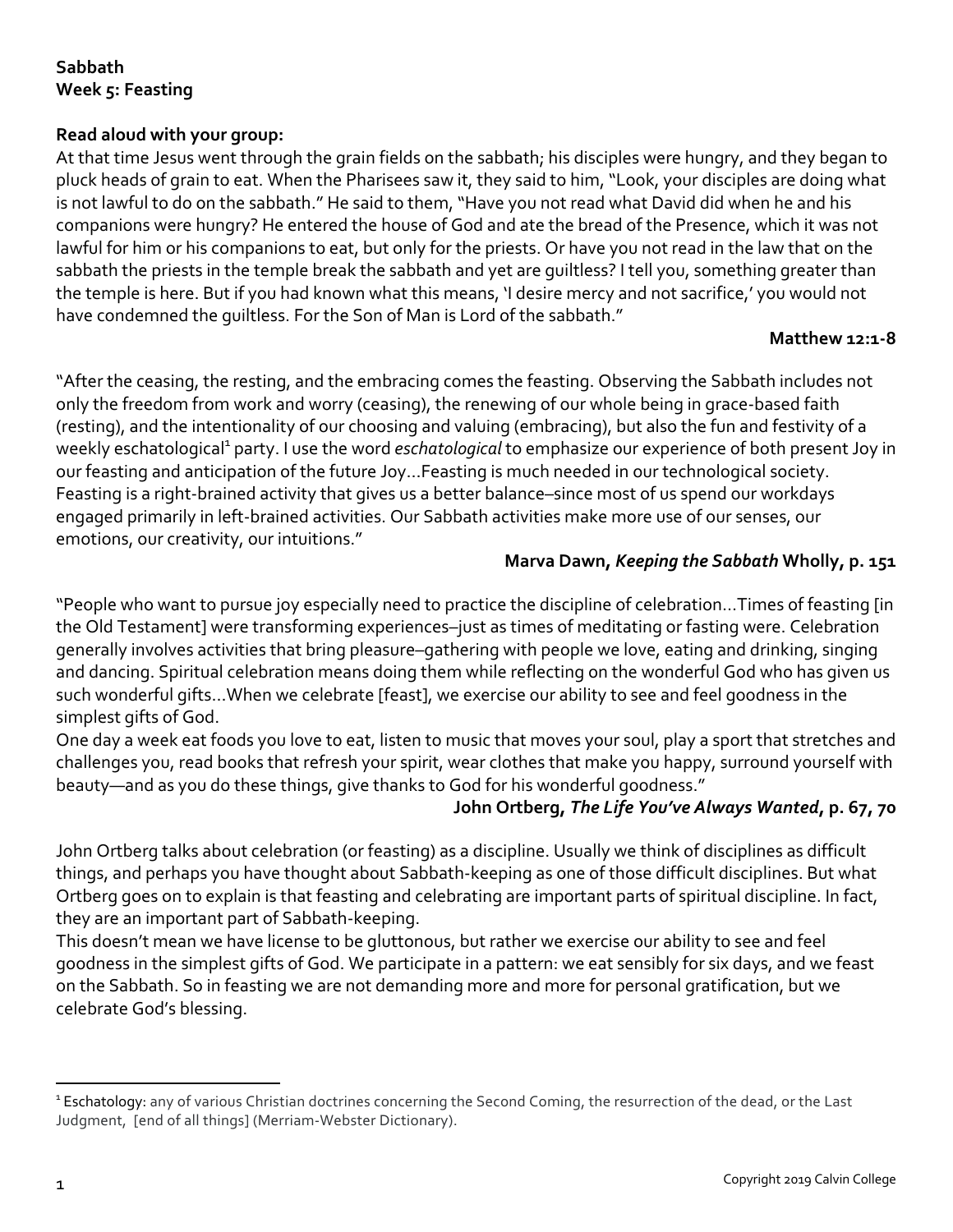**Sabbath**
**Week 5: Feasting**

**Read aloud with your group:**

At that time Jesus went through the grain fields on the sabbath; his disciples were hungry, and they began to pluck heads of grain to eat. When the Pharisees saw it, they said to him, "Look, your disciples are doing what is not lawful to do on the sabbath." He said to them, "Have you not read what David did when he and his companions were hungry? He entered the house of God and ate the bread of the Presence, which it was not lawful for him or his companions to eat, but only for the priests. Or have you not read in the law that on the sabbath the priests in the temple break the sabbath and yet are guiltless? I tell you, something greater than the temple is here. But if you had known what this means, 'I desire mercy and not sacrifice,' you would not have condemned the guiltless. For the Son of Man is Lord of the sabbath."

**Matthew 12:1-8**

"After the ceasing, the resting, and the embracing comes the feasting. Observing the Sabbath includes not only the freedom from work and worry (ceasing), the renewing of our whole being in grace-based faith (resting), and the intentionality of our choosing and valuing (embracing), but also the fun and festivity of a weekly eschatological[1] party. I use the word *eschatological* to emphasize our experience of both present Joy in our feasting and anticipation of the future Joy…Feasting is much needed in our technological society. Feasting is a right-brained activity that gives us a better balance–since most of us spend our workdays engaged primarily in left-brained activities. Our Sabbath activities make more use of our senses, our emotions, our creativity, our intuitions."

**Marva Dawn, *Keeping the Sabbath* Wholly, p. 151**

"People who want to pursue joy especially need to practice the discipline of celebration…Times of feasting [in the Old Testament] were transforming experiences–just as times of meditating or fasting were. Celebration generally involves activities that bring pleasure–gathering with people we love, eating and drinking, singing and dancing. Spiritual celebration means doing them while reflecting on the wonderful God who has given us such wonderful gifts…When we celebrate [feast], we exercise our ability to see and feel goodness in the simplest gifts of God.

One day a week eat foods you love to eat, listen to music that moves your soul, play a sport that stretches and challenges you, read books that refresh your spirit, wear clothes that make you happy, surround yourself with beauty—and as you do these things, give thanks to God for his wonderful goodness."

**John Ortberg, *The Life You've Always Wanted*, p. 67, 70**

John Ortberg talks about celebration (or feasting) as a discipline. Usually we think of disciplines as difficult things, and perhaps you have thought about Sabbath-keeping as one of those difficult disciplines. But what Ortberg goes on to explain is that feasting and celebrating are important parts of spiritual discipline. In fact, they are an important part of Sabbath-keeping.

This doesn't mean we have license to be gluttonous, but rather we exercise our ability to see and feel goodness in the simplest gifts of God. We participate in a pattern: we eat sensibly for six days, and we feast on the Sabbath. So in feasting we are not demanding more and more for personal gratification, but we celebrate God's blessing.

---

[1] **Eschatology:** any of various Christian doctrines concerning the Second Coming, the resurrection of the dead, or the Last Judgment, [end of all things] (Merriam-Webster Dictionary).

Copyright 2019 Calvin College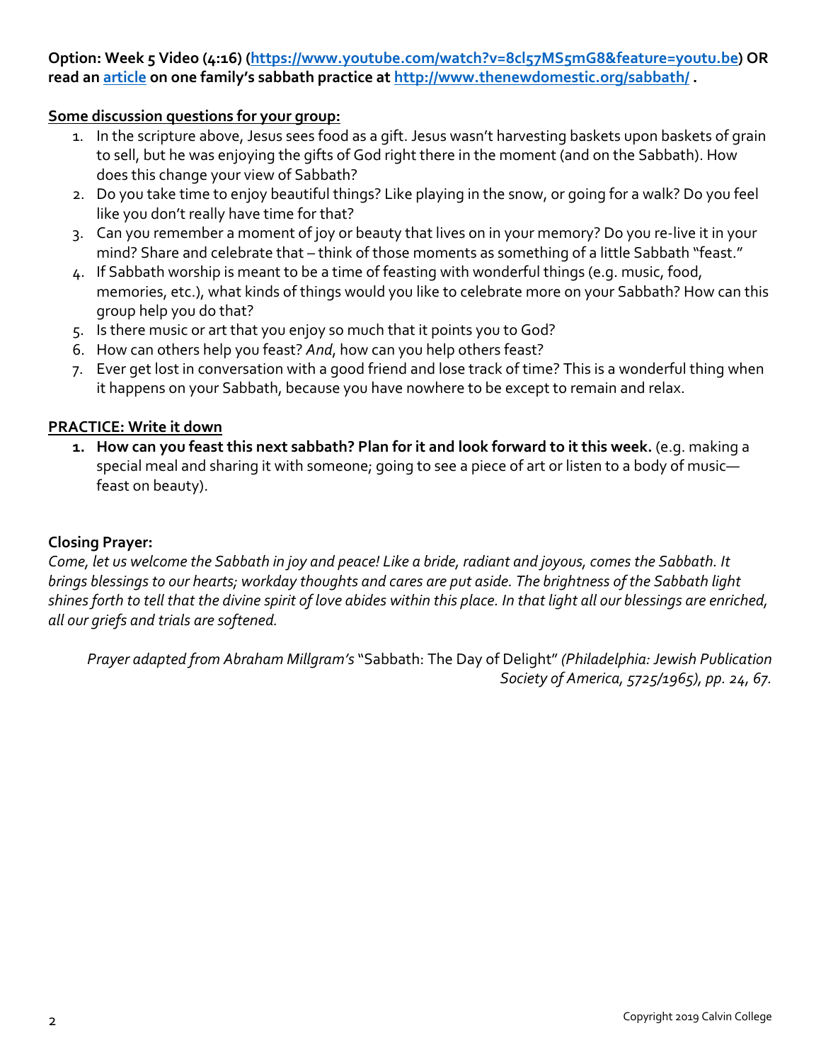**Option: Week 5 Video (4:16) ([https://www.youtube.com/watch?v=8cl57MS5mG8&feature=youtu.be](https://www.youtube.com/watch?v=8cl57MS5mG8&feature=youtu.be)) OR read an [article](http://www.thenewdomestic.org/sabbath/) on one family's sabbath practice at [http://www.thenewdomestic.org/sabbath/](http://www.thenewdomestic.org/sabbath/) .**

**Some discussion questions for your group:**

1. In the scripture above, Jesus sees food as a gift. Jesus wasn't harvesting baskets upon baskets of grain to sell, but he was enjoying the gifts of God right there in the moment (and on the Sabbath). How does this change your view of Sabbath?
2. Do you take time to enjoy beautiful things? Like playing in the snow, or going for a walk? Do you feel like you don't really have time for that?
3. Can you remember a moment of joy or beauty that lives on in your memory? Do you re-live it in your mind? Share and celebrate that – think of those moments as something of a little Sabbath "feast."
4. If Sabbath worship is meant to be a time of feasting with wonderful things (e.g. music, food, memories, etc.), what kinds of things would you like to celebrate more on your Sabbath? How can this group help you do that?
5. Is there music or art that you enjoy so much that it points you to God?
6. How can others help you feast? *And*, how can you help others feast?
7. Ever get lost in conversation with a good friend and lose track of time? This is a wonderful thing when it happens on your Sabbath, because you have nowhere to be except to remain and relax.

**PRACTICE: Write it down**

1. **How can you feast this next sabbath? Plan for it and look forward to it this week.** (e.g. making a special meal and sharing it with someone; going to see a piece of art or listen to a body of music—feast on beauty).

**Closing Prayer:**

*Come, let us welcome the Sabbath in joy and peace! Like a bride, radiant and joyous, comes the Sabbath. It brings blessings to our hearts; workday thoughts and cares are put aside. The brightness of the Sabbath light shines forth to tell that the divine spirit of love abides within this place. In that light all our blessings are enriched, all our griefs and trials are softened.*

*Prayer adapted from Abraham Millgram's* "Sabbath: The Day of Delight" *(Philadelphia: Jewish Publication Society of America, 5725/1965), pp. 24, 67.*

Copyright 2019 Calvin College